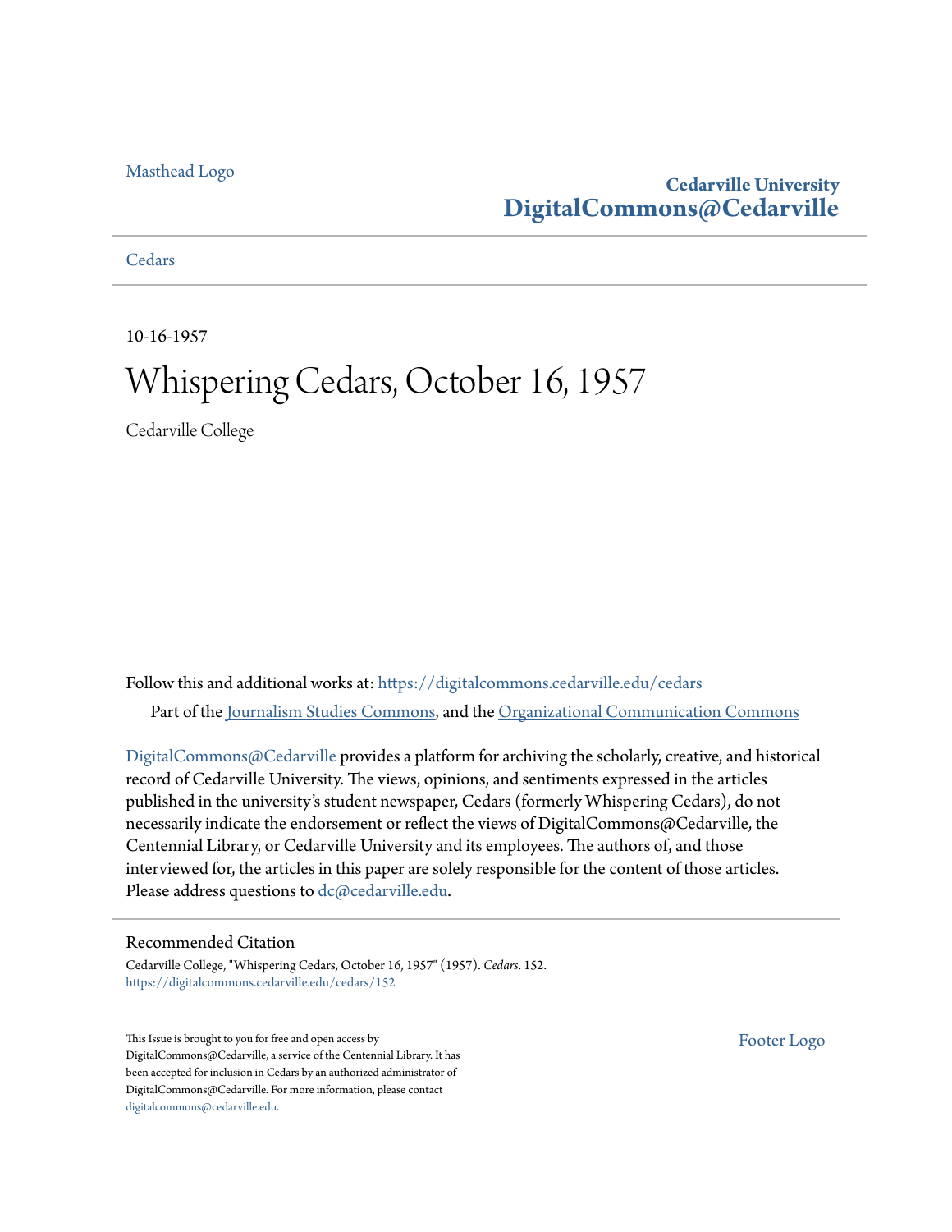Masthead Logo

**Cedarville University**
**DigitalCommons@Cedarville**

Cedars

10-16-1957

# Whispering Cedars, October 16, 1957

Cedarville College

Follow this and additional works at: https://digitalcommons.cedarville.edu/cedars

Part of the Journalism Studies Commons, and the Organizational Communication Commons

DigitalCommons@Cedarville provides a platform for archiving the scholarly, creative, and historical record of Cedarville University. The views, opinions, and sentiments expressed in the articles published in the university's student newspaper, Cedars (formerly Whispering Cedars), do not necessarily indicate the endorsement or reflect the views of DigitalCommons@Cedarville, the Centennial Library, or Cedarville University and its employees. The authors of, and those interviewed for, the articles in this paper are solely responsible for the content of those articles. Please address questions to dc@cedarville.edu.

## Recommended Citation

Cedarville College, "Whispering Cedars, October 16, 1957" (1957). *Cedars*. 152.
https://digitalcommons.cedarville.edu/cedars/152

This Issue is brought to you for free and open access by DigitalCommons@Cedarville, a service of the Centennial Library. It has been accepted for inclusion in Cedars by an authorized administrator of DigitalCommons@Cedarville. For more information, please contact digitalcommons@cedarville.edu.

Footer Logo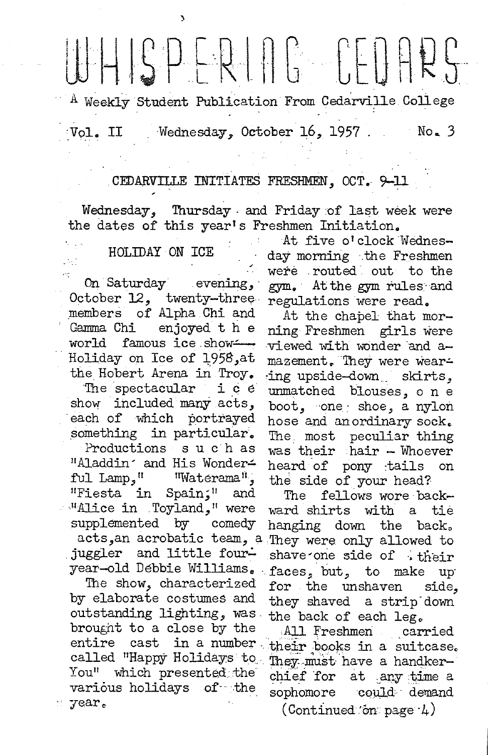# WHISPERING CEDARS

A Weekly Student Publication From Cedarville College

Vol. II    Wednesday, October 16, 1957.    No. 3

## CEDARVILLE INITIATES FRESHMEN, OCT. 9-11

Wednesday, Thursday and Friday of last week were the dates of this year's Freshmen Initiation.

At five o'clock Wednesday morning the Freshmen were routed out to the gym. At the gym rules and regulations were read.

At the chapel that morning Freshmen girls were viewed with wonder and amazement. They were wearing upside-down skirts, unmatched blouses, one boot, one shoe, a nylon hose and an ordinary sock. The most peculiar thing was their hair - Whoever heard of pony tails on the side of your head?

The fellows wore backward shirts with a tie hanging down the back. They were only allowed to shave one side of their faces, but, to make up for the unshaven side, they shaved a strip down the back of each leg.

All Freshmen carried their books in a suitcase. They must have a handkerchief for at any time a sophomore could demand

(Continued on page 4)

## HOLIDAY ON ICE

On Saturday evening, October 12, twenty-three members of Alpha Chi and Gamma Chi enjoyed the world famous ice show— Holiday on Ice of 1958, at the Hobert Arena in Troy.

The spectacular ice show included many acts, each of which portrayed something in particular.

Productions such as "Aladdin and His Wonderful Lamp," "Waterama", "Fiesta in Spain," and "Alice in Toyland," were supplemented by comedy acts, an acrobatic team, a juggler and little four-year-old Debbie Williams.

The show, characterized by elaborate costumes and outstanding lighting, was brought to a close by the entire cast in a number called "Happy Holidays to You" which presented the various holidays of the year.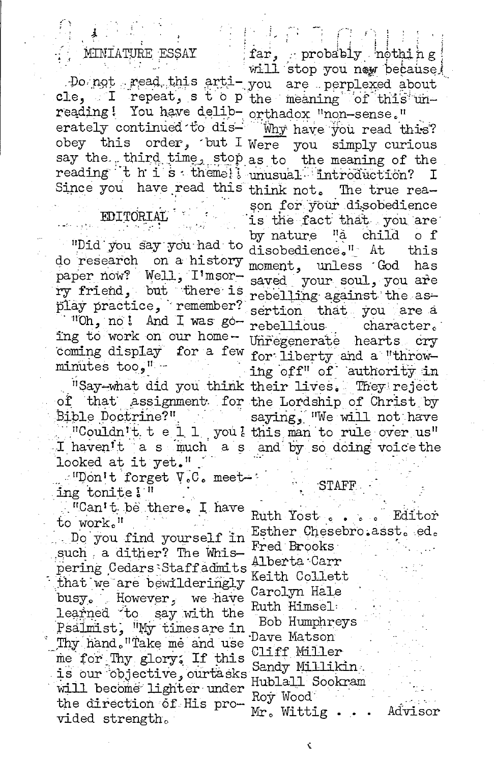## MINIATURE ESSAY

Do not read this article, I repeat, s t o p reading! You have deliberately continued to disobey this order, but I say the third time, stop reading t h i s theme!! Since you have read this far, probably nothing will stop you now because you are perplexed about the meaning of this unorthadox "non-sense."

*Why* have you read this? Were you simply curious as to the meaning of the unusual introduction? I think not. The true reason for your disobedience is the fact that you are by nature "a child o f disobedience." At this moment, unless God has saved your soul, you are rebelling against the assertion that you are a rebellious character. Unregenerate hearts cry for liberty and a "throwing off" of authority in their lives. They reject the Lordship of Christ by saying, "We will not have this man to rule over us" and by so doing voice the

## EDITORIAL

"Did you say you had to do research on a history paper now? Well, I'msorry friend, but there is play practice, remember?

"Oh, no! And I was going to work on our homecoming display for a few minutes too,"

"Say-what did you think of that assignment for Bible Doctrine?"

"Couldn't t e l l you! I haven't a s much a s looked at it yet."

"Don't forget V.C. meeting tonite!"

"Can't be there. I have to work."

Do you find yourself in such a dither? The Whispering Cedars Staff admits that we are bewilderingly busy. However, we have learned to say with the Psalmist, "My times are in Thy hand."Take me and use me for Thy glory. If this is our objective, our tasks will become lighter under the direction of His provided strength.

## STAFF

Ruth Yost . . . . Editor
Esther Chesebro.asst. ed.
Fred Brooks
Alberta Carr
Keith Collett
Carolyn Hale
Ruth Himsel
Bob Humphreys
Dave Matson
Cliff Miller
Sandy Millikin
Hublall Sookram
Roy Wood
Mr. Wittig . . . Advisor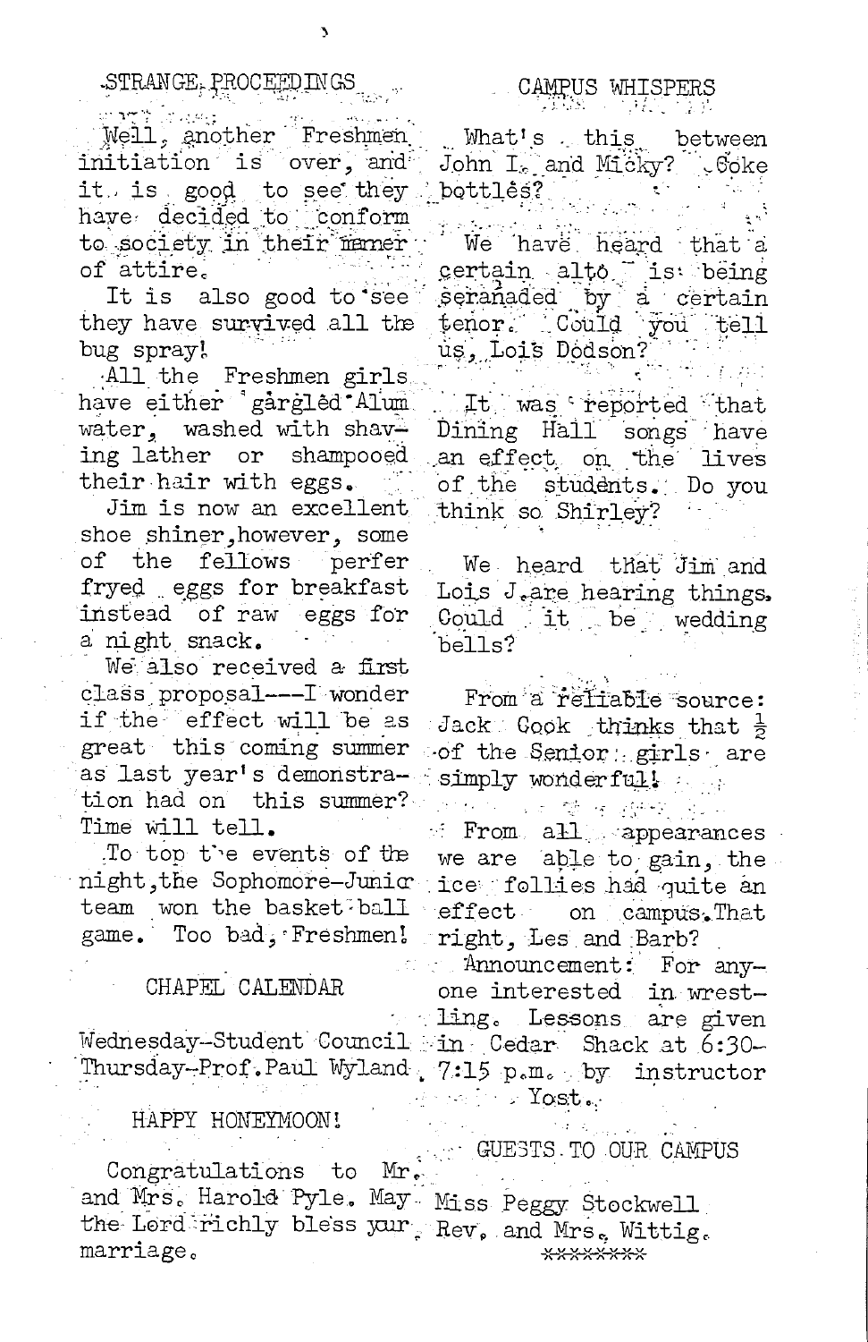## STRANGE PROCEEDINGS

Well, another Freshmen initiation is over, and it is good to see they have decided to conform to society in their maner of attire.

It is also good to see they have survived all the bug spray!

All the Freshmen girls have either gargled Alum water, washed with shaving lather or shampooed their hair with eggs.

Jim is now an excellent shoe shiner, however, some of the fellows perfer fryed eggs for breakfast instead of raw eggs for a night snack.

We also received a first class proposal---I wonder if the effect will be as great this coming summer as last year's demonstration had on this summer? Time will tell.

To top the events of the night, the Sophomore-Junior team won the basket-ball game. Too bad, Freshmen!

## CHAPEL CALENDAR

Wednesday-Student Council
Thursday-Prof. Paul Wyland

## HAPPY HONEYMOON!

Congratulations to Mr. and Mrs. Harold Pyle. May the Lord richly bless your marriage.

## CAMPUS WHISPERS

What's this between John I. and Micky? Coke bottles?

We have heard that a certain alto is being seranaded by a certain tenor. Could you tell us, Lois Dodson?

It was reported that Dining Hall songs have an effect on the lives of the students. Do you think so Shirley?

We heard that Jim and Lois J. are hearing things. Could it be wedding bells?

From a reliable source: Jack Cook thinks that ½ of the Senior girls are simply wonderful!

From all appearances we are able to gain, the ice follies had quite an effect on campus. That right, Les and Barb?

Announcement: For anyone interested in wrestling. Lessons are given in Cedar Shack at 6:30-7:15 p.m. by instructor Yost.

## GUESTS TO OUR CAMPUS

Miss Peggy Stockwell
Rev. and Mrs. Wittig.

********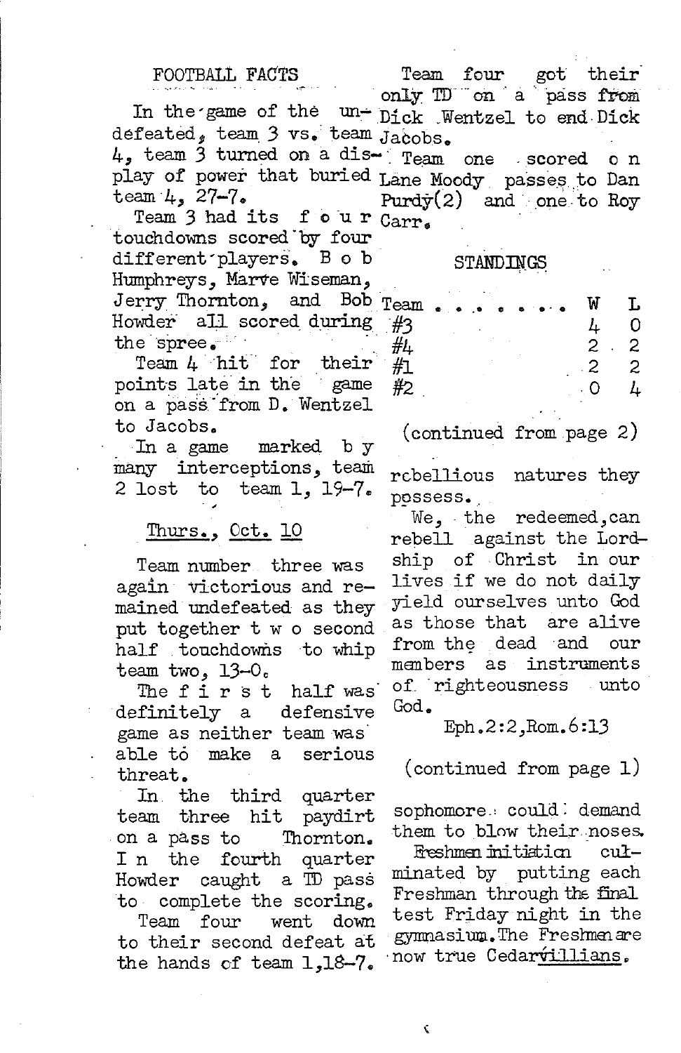## FOOTBALL FACTS

In the game of the undefeated, team 3 vs. team 4, team 3 turned on a display of power that buried team 4, 27-7.

Team 3 had its f o u r touchdowns scored by four different players. B o b Humphreys, Marve Wiseman, Jerry Thornton, and Bob Howder all scored during the spree.

Team 4 hit for their points late in the game on a pass from D. Wentzel to Jacobs.

In a game marked b y many interceptions, team 2 lost to team 1, 19-7.

### Thurs., Oct. 10

Team number three was again victorious and remained undefeated as they put together t w o second half touchdowns to whip team two, 13-0.

The f i r s t half was definitely a defensive game as neither team was able to make a serious threat.

In the third quarter team three hit paydirt on a pass to Thornton. I n the fourth quarter Howder caught a TD pass to complete the scoring.

Team four went down to their second defeat at the hands of team 1, 18-7.

Team four got their only TD on a pass from Dick Wentzel to end Dick Jacobs.

Team one scored o n Lane Moody passes to Dan Purdy(2) and one to Roy Carr.

### STANDINGS

| Team . . . . . . . . | W | L |
|---|---|---|
| #3 | 4 | 0 |
| #4 | 2 | 2 |
| #1 | 2 | 2 |
| #2 | 0 | 4 |

(continued from page 2)

rebellious natures they possess.

We, the redeemed, can rebell against the Lordship of Christ in our lives if we do not daily yield ourselves unto God as those that are alive from the dead and our members as instruments of righteousness unto God.

Eph.2:2, Rom.6:13

(continued from page 1)

sophomore could demand them to blow their noses.

Freshmen initiation culminated by putting each Freshman through the final test Friday night in the gymnasium. The Freshmen are now true Cedar*villians*.